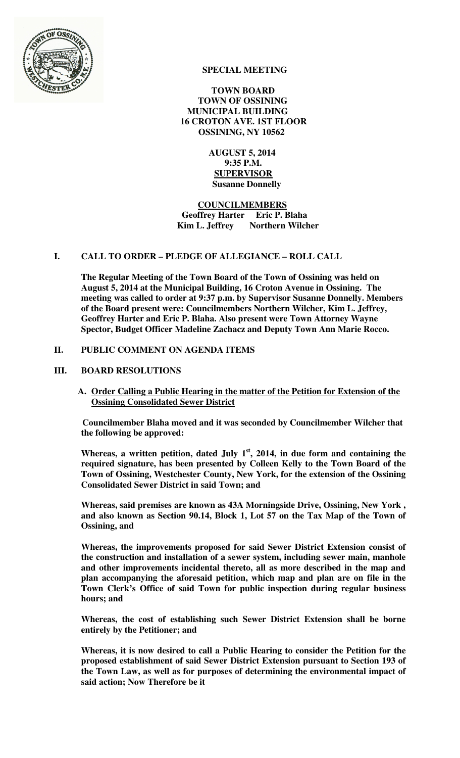**SPECIAL MEETING**

**TOWN BOARD**
**TOWN OF OSSINING**
**MUNICIPAL BUILDING**
**16 CROTON AVE. 1ST FLOOR**
**OSSINING, NY 10562**

**AUGUST 5, 2014**
**9:35 P.M.**
**SUPERVISOR**
**Susanne Donnelly**

**COUNCILMEMBERS**
**Geoffrey Harter Eric P. Blaha**
**Kim L. Jeffrey Northern Wilcher**

## I. CALL TO ORDER – PLEDGE OF ALLEGIANCE – ROLL CALL

**The Regular Meeting of the Town Board of the Town of Ossining was held on August 5, 2014 at the Municipal Building, 16 Croton Avenue in Ossining. The meeting was called to order at 9:37 p.m. by Supervisor Susanne Donnelly. Members of the Board present were: Councilmembers Northern Wilcher, Kim L. Jeffrey, Geoffrey Harter and Eric P. Blaha. Also present were Town Attorney Wayne Spector, Budget Officer Madeline Zachacz and Deputy Town Ann Marie Rocco.**

## II. PUBLIC COMMENT ON AGENDA ITEMS

## III. BOARD RESOLUTIONS

### A. Order Calling a Public Hearing in the matter of the Petition for Extension of the Ossining Consolidated Sewer District

**Councilmember Blaha moved and it was seconded by Councilmember Wilcher that the following be approved:**

**Whereas, a written petition, dated July 1st, 2014, in due form and containing the required signature, has been presented by Colleen Kelly to the Town Board of the Town of Ossining, Westchester County, New York, for the extension of the Ossining Consolidated Sewer District in said Town; and**

**Whereas, said premises are known as 43A Morningside Drive, Ossining, New York , and also known as Section 90.14, Block 1, Lot 57 on the Tax Map of the Town of Ossining, and**

**Whereas, the improvements proposed for said Sewer District Extension consist of the construction and installation of a sewer system, including sewer main, manhole and other improvements incidental thereto, all as more described in the map and plan accompanying the aforesaid petition, which map and plan are on file in the Town Clerk's Office of said Town for public inspection during regular business hours; and**

**Whereas, the cost of establishing such Sewer District Extension shall be borne entirely by the Petitioner; and**

**Whereas, it is now desired to call a Public Hearing to consider the Petition for the proposed establishment of said Sewer District Extension pursuant to Section 193 of the Town Law, as well as for purposes of determining the environmental impact of said action; Now Therefore be it**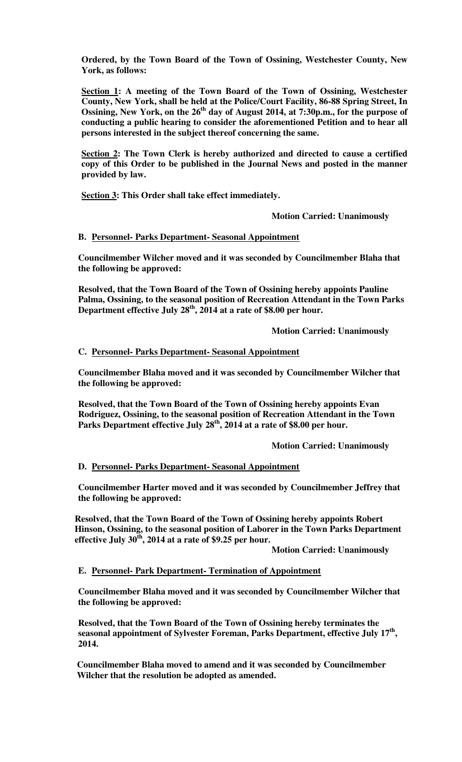**Ordered, by the Town Board of the Town of Ossining, Westchester County, New York, as follows:**

**<u>Section 1</u>: A meeting of the Town Board of the Town of Ossining, Westchester County, New York, shall be held at the Police/Court Facility, 86-88 Spring Street, In Ossining, New York, on the 26th day of August 2014, at 7:30p.m., for the purpose of conducting a public hearing to consider the aforementioned Petition and to hear all persons interested in the subject thereof concerning the same.**

**<u>Section 2</u>: The Town Clerk is hereby authorized and directed to cause a certified copy of this Order to be published in the Journal News and posted in the manner provided by law.**

**<u>Section 3</u>: This Order shall take effect immediately.**

**Motion Carried: Unanimously**

**B. <u>Personnel- Parks Department- Seasonal Appointment</u>**

**Councilmember Wilcher moved and it was seconded by Councilmember Blaha that the following be approved:**

**Resolved, that the Town Board of the Town of Ossining hereby appoints Pauline Palma, Ossining, to the seasonal position of Recreation Attendant in the Town Parks Department effective July 28th, 2014 at a rate of $8.00 per hour.**

**Motion Carried: Unanimously**

**C. <u>Personnel- Parks Department- Seasonal Appointment</u>**

**Councilmember Blaha moved and it was seconded by Councilmember Wilcher that the following be approved:**

**Resolved, that the Town Board of the Town of Ossining hereby appoints Evan Rodriguez, Ossining, to the seasonal position of Recreation Attendant in the Town Parks Department effective July 28th, 2014 at a rate of $8.00 per hour.**

**Motion Carried: Unanimously**

**D. <u>Personnel- Parks Department- Seasonal Appointment</u>**

**Councilmember Harter moved and it was seconded by Councilmember Jeffrey that the following be approved:**

**Resolved, that the Town Board of the Town of Ossining hereby appoints Robert Hinson, Ossining, to the seasonal position of Laborer in the Town Parks Department effective July 30th, 2014 at a rate of $9.25 per hour.**

**Motion Carried: Unanimously**

**E. <u>Personnel- Park Department- Termination of Appointment</u>**

**Councilmember Blaha moved and it was seconded by Councilmember Wilcher that the following be approved:**

**Resolved, that the Town Board of the Town of Ossining hereby terminates the seasonal appointment of Sylvester Foreman, Parks Department, effective July 17th, 2014.**

**Councilmember Blaha moved to amend and it was seconded by Councilmember Wilcher that the resolution be adopted as amended.**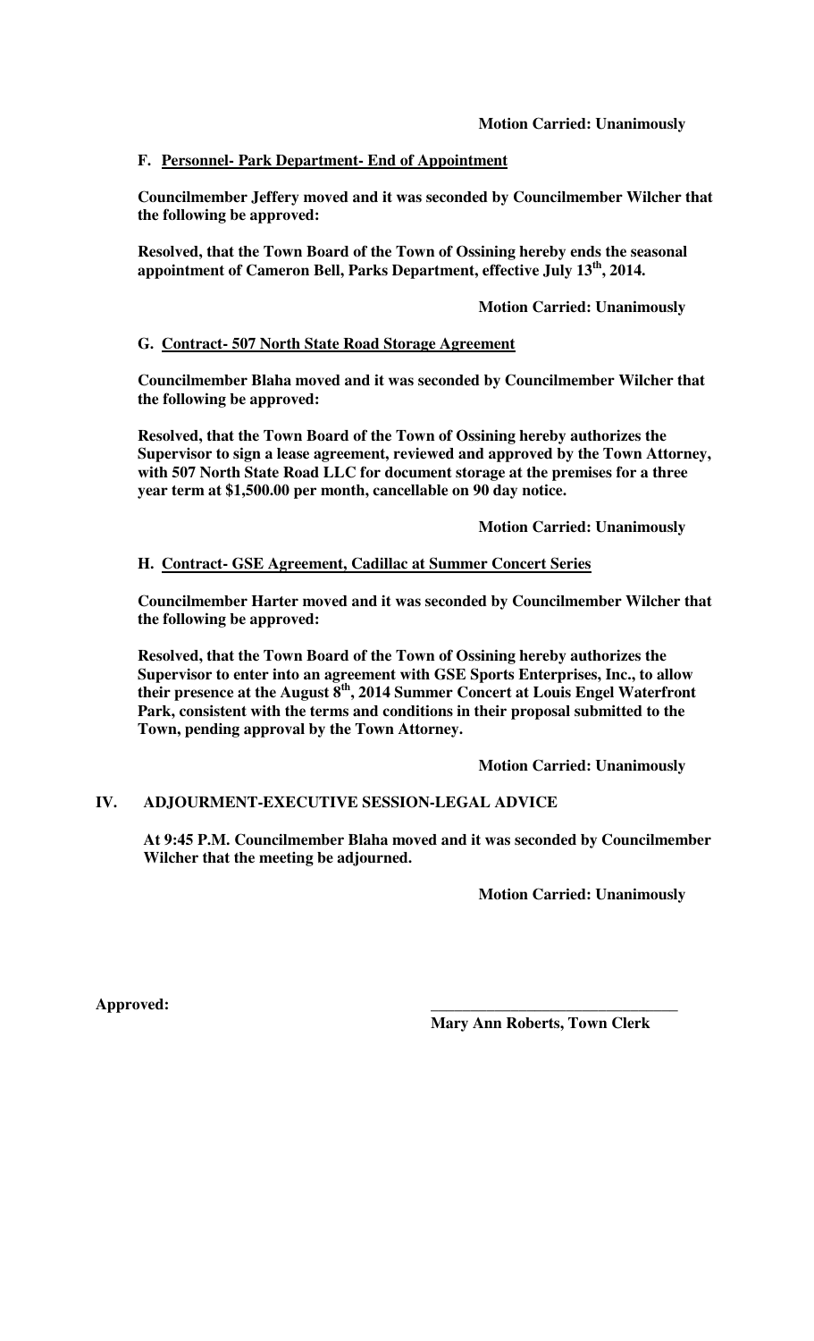**Motion Carried: Unanimously**

**F. Personnel- Park Department- End of Appointment**

**Councilmember Jeffery moved and it was seconded by Councilmember Wilcher that the following be approved:**

**Resolved, that the Town Board of the Town of Ossining hereby ends the seasonal appointment of Cameron Bell, Parks Department, effective July 13th, 2014.**

**Motion Carried: Unanimously**

**G. Contract- 507 North State Road Storage Agreement**

**Councilmember Blaha moved and it was seconded by Councilmember Wilcher that the following be approved:**

**Resolved, that the Town Board of the Town of Ossining hereby authorizes the Supervisor to sign a lease agreement, reviewed and approved by the Town Attorney, with 507 North State Road LLC for document storage at the premises for a three year term at $1,500.00 per month, cancellable on 90 day notice.**

**Motion Carried: Unanimously**

**H. Contract- GSE Agreement, Cadillac at Summer Concert Series**

**Councilmember Harter moved and it was seconded by Councilmember Wilcher that the following be approved:**

**Resolved, that the Town Board of the Town of Ossining hereby authorizes the Supervisor to enter into an agreement with GSE Sports Enterprises, Inc., to allow their presence at the August 8th, 2014 Summer Concert at Louis Engel Waterfront Park, consistent with the terms and conditions in their proposal submitted to the Town, pending approval by the Town Attorney.**

**Motion Carried: Unanimously**

**IV. ADJOURMENT-EXECUTIVE SESSION-LEGAL ADVICE**

**At 9:45 P.M. Councilmember Blaha moved and it was seconded by Councilmember Wilcher that the meeting be adjourned.**

**Motion Carried: Unanimously**

**Approved:** \_\_\_\_\_\_\_\_\_\_\_\_\_\_\_\_\_\_\_\_\_\_\_\_\_\_\_\_\_\_\_

**Mary Ann Roberts, Town Clerk**